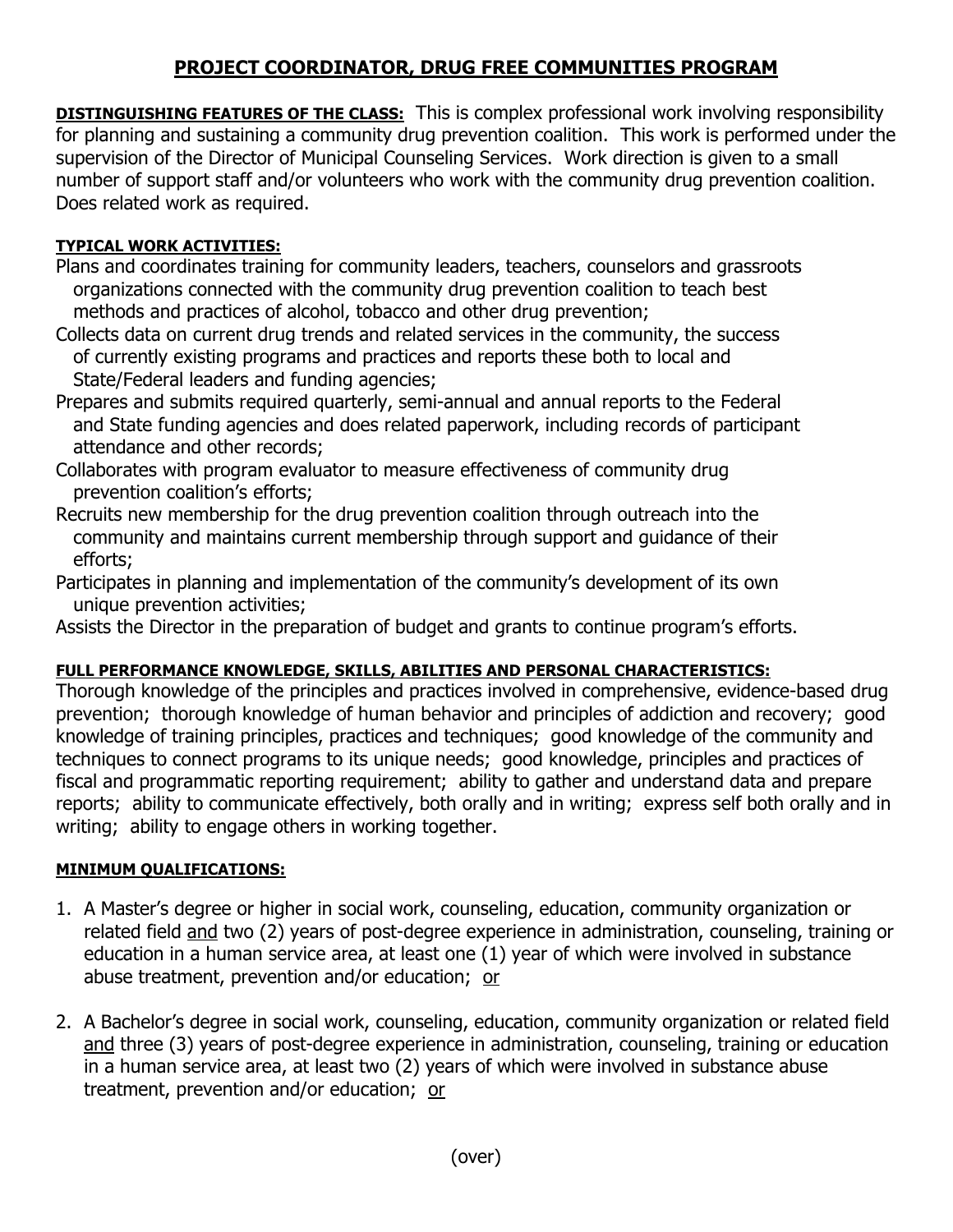# PROJECT COORDINATOR, DRUG FREE COMMUNITIES PROGRAM

**DISTINGUISHING FEATURES OF THE CLASS:** This is complex professional work involving responsibility for planning and sustaining a community drug prevention coalition. This work is performed under the supervision of the Director of Municipal Counseling Services. Work direction is given to a small number of support staff and/or volunteers who work with the community drug prevention coalition. Does related work as required.

**TYPICAL WORK ACTIVITIES:**

Plans and coordinates training for community leaders, teachers, counselors and grassroots organizations connected with the community drug prevention coalition to teach best methods and practices of alcohol, tobacco and other drug prevention;

Collects data on current drug trends and related services in the community, the success of currently existing programs and practices and reports these both to local and State/Federal leaders and funding agencies;

Prepares and submits required quarterly, semi-annual and annual reports to the Federal and State funding agencies and does related paperwork, including records of participant attendance and other records;

Collaborates with program evaluator to measure effectiveness of community drug prevention coalition's efforts;

Recruits new membership for the drug prevention coalition through outreach into the community and maintains current membership through support and guidance of their efforts;

Participates in planning and implementation of the community's development of its own unique prevention activities;

Assists the Director in the preparation of budget and grants to continue program's efforts.

**FULL PERFORMANCE KNOWLEDGE, SKILLS, ABILITIES AND PERSONAL CHARACTERISTICS:**

Thorough knowledge of the principles and practices involved in comprehensive, evidence-based drug prevention; thorough knowledge of human behavior and principles of addiction and recovery; good knowledge of training principles, practices and techniques; good knowledge of the community and techniques to connect programs to its unique needs; good knowledge, principles and practices of fiscal and programmatic reporting requirement; ability to gather and understand data and prepare reports; ability to communicate effectively, both orally and in writing; express self both orally and in writing; ability to engage others in working together.

**MINIMUM QUALIFICATIONS:**

1. A Master's degree or higher in social work, counseling, education, community organization or related field and two (2) years of post-degree experience in administration, counseling, training or education in a human service area, at least one (1) year of which were involved in substance abuse treatment, prevention and/or education; or

2. A Bachelor's degree in social work, counseling, education, community organization or related field and three (3) years of post-degree experience in administration, counseling, training or education in a human service area, at least two (2) years of which were involved in substance abuse treatment, prevention and/or education; or

(over)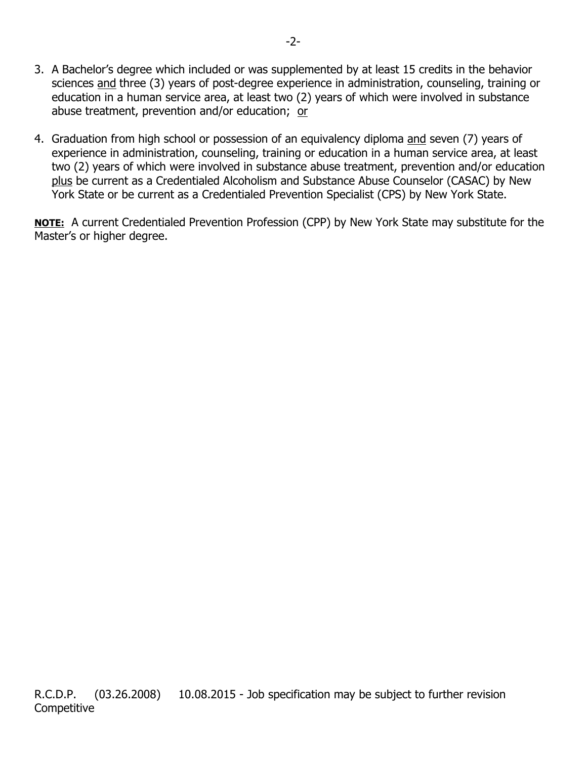3. A Bachelor's degree which included or was supplemented by at least 15 credits in the behavior sciences <u>and</u> three (3) years of post-degree experience in administration, counseling, training or education in a human service area, at least two (2) years of which were involved in substance abuse treatment, prevention and/or education; <u>or</u>

4. Graduation from high school or possession of an equivalency diploma <u>and</u> seven (7) years of experience in administration, counseling, training or education in a human service area, at least two (2) years of which were involved in substance abuse treatment, prevention and/or education <u>plus</u> be current as a Credentialed Alcoholism and Substance Abuse Counselor (CASAC) by New York State or be current as a Credentialed Prevention Specialist (CPS) by New York State.

**<u>NOTE:</u>** A current Credentialed Prevention Profession (CPP) by New York State may substitute for the Master's or higher degree.

R.C.D.P. (03.26.2008) 10.08.2015 - Job specification may be subject to further revision
Competitive